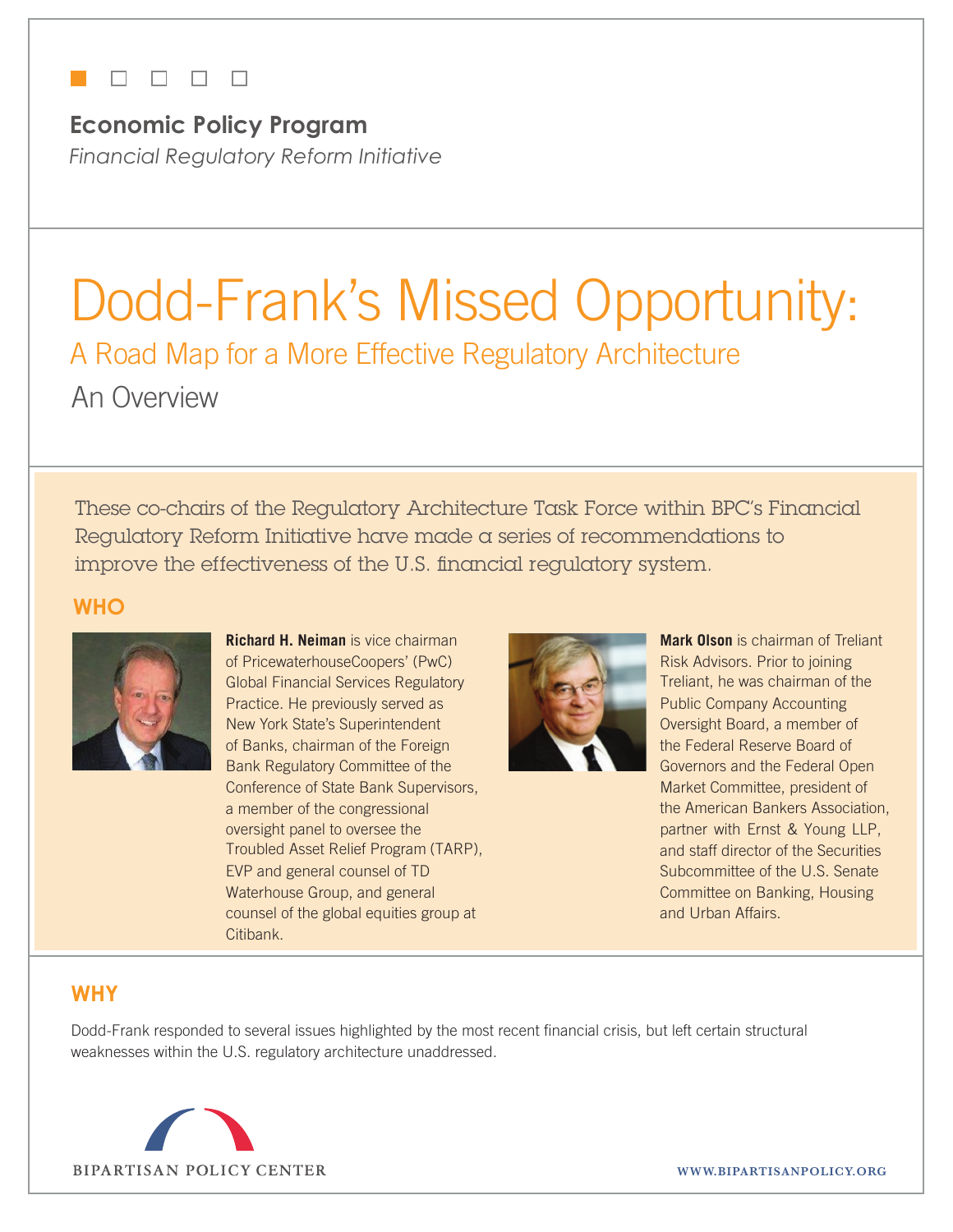**Economic Policy Program**

*Financial Regulatory Reform Initiative*

# Dodd-Frank's Missed Opportunity:

## A Road Map for a More Effective Regulatory Architecture

### An Overview

These co-chairs of the Regulatory Architecture Task Force within BPC's Financial Regulatory Reform Initiative have made a series of recommendations to improve the effectiveness of the U.S. financial regulatory system.

## WHO

**Richard H. Neiman** is vice chairman of PricewaterhouseCoopers' (PwC) Global Financial Services Regulatory Practice. He previously served as New York State's Superintendent of Banks, chairman of the Foreign Bank Regulatory Committee of the Conference of State Bank Supervisors, a member of the congressional oversight panel to oversee the Troubled Asset Relief Program (TARP), EVP and general counsel of TD Waterhouse Group, and general counsel of the global equities group at Citibank.

**Mark Olson** is chairman of Treliant Risk Advisors. Prior to joining Treliant, he was chairman of the Public Company Accounting Oversight Board, a member of the Federal Reserve Board of Governors and the Federal Open Market Committee, president of the American Bankers Association, partner with Ernst & Young LLP, and staff director of the Securities Subcommittee of the U.S. Senate Committee on Banking, Housing and Urban Affairs.

## WHY

Dodd-Frank responded to several issues highlighted by the most recent financial crisis, but left certain structural weaknesses within the U.S. regulatory architecture unaddressed.

BIPARTISAN POLICY CENTER

WWW.BIPARTISANPOLICY.ORG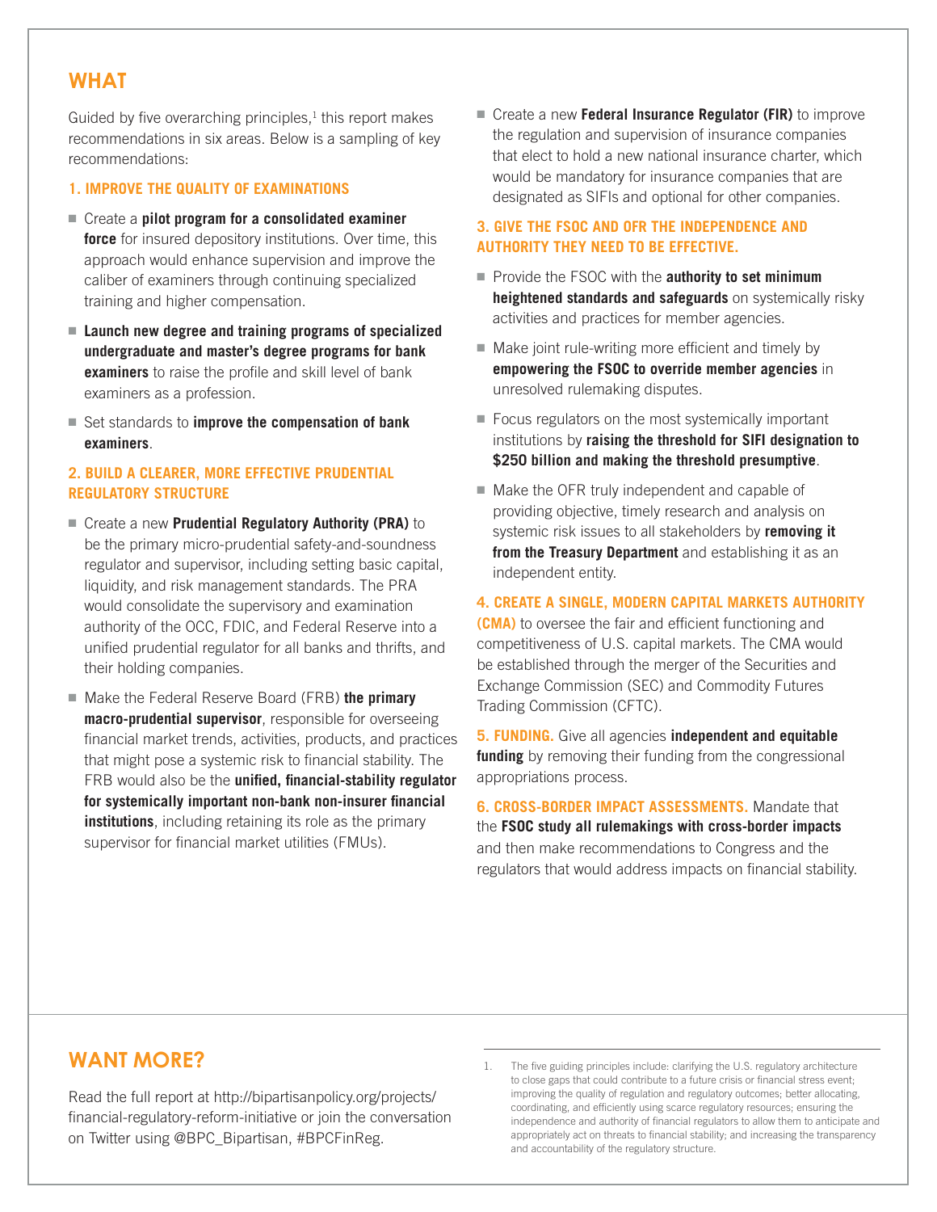## WHAT

Guided by five overarching principles,[1] this report makes recommendations in six areas. Below is a sampling of key recommendations:

### 1. IMPROVE THE QUALITY OF EXAMINATIONS

- Create a **pilot program for a consolidated examiner force** for insured depository institutions. Over time, this approach would enhance supervision and improve the caliber of examiners through continuing specialized training and higher compensation.
- **Launch new degree and training programs of specialized undergraduate and master's degree programs for bank examiners** to raise the profile and skill level of bank examiners as a profession.
- Set standards to **improve the compensation of bank examiners**.

### 2. BUILD A CLEARER, MORE EFFECTIVE PRUDENTIAL REGULATORY STRUCTURE

- Create a new **Prudential Regulatory Authority (PRA)** to be the primary micro-prudential safety-and-soundness regulator and supervisor, including setting basic capital, liquidity, and risk management standards. The PRA would consolidate the supervisory and examination authority of the OCC, FDIC, and Federal Reserve into a unified prudential regulator for all banks and thrifts, and their holding companies.
- Make the Federal Reserve Board (FRB) **the primary macro-prudential supervisor**, responsible for overseeing financial market trends, activities, products, and practices that might pose a systemic risk to financial stability. The FRB would also be the **unified, financial-stability regulator for systemically important non-bank non-insurer financial institutions**, including retaining its role as the primary supervisor for financial market utilities (FMUs).
- Create a new **Federal Insurance Regulator (FIR)** to improve the regulation and supervision of insurance companies that elect to hold a new national insurance charter, which would be mandatory for insurance companies that are designated as SIFIs and optional for other companies.

### 3. GIVE THE FSOC AND OFR THE INDEPENDENCE AND AUTHORITY THEY NEED TO BE EFFECTIVE.

- Provide the FSOC with the **authority to set minimum heightened standards and safeguards** on systemically risky activities and practices for member agencies.
- Make joint rule-writing more efficient and timely by **empowering the FSOC to override member agencies** in unresolved rulemaking disputes.
- Focus regulators on the most systemically important institutions by **raising the threshold for SIFI designation to $250 billion and making the threshold presumptive**.
- Make the OFR truly independent and capable of providing objective, timely research and analysis on systemic risk issues to all stakeholders by **removing it from the Treasury Department** and establishing it as an independent entity.

**4. CREATE A SINGLE, MODERN CAPITAL MARKETS AUTHORITY (CMA)** to oversee the fair and efficient functioning and competitiveness of U.S. capital markets. The CMA would be established through the merger of the Securities and Exchange Commission (SEC) and Commodity Futures Trading Commission (CFTC).

**5. FUNDING.** Give all agencies **independent and equitable funding** by removing their funding from the congressional appropriations process.

**6. CROSS-BORDER IMPACT ASSESSMENTS.** Mandate that the **FSOC study all rulemakings with cross-border impacts** and then make recommendations to Congress and the regulators that would address impacts on financial stability.

## WANT MORE?

Read the full report at http://bipartisanpolicy.org/projects/financial-regulatory-reform-initiative or join the conversation on Twitter using @BPC_Bipartisan, #BPCFinReg.

1. The five guiding principles include: clarifying the U.S. regulatory architecture to close gaps that could contribute to a future crisis or financial stress event; improving the quality of regulation and regulatory outcomes; better allocating, coordinating, and efficiently using scarce regulatory resources; ensuring the independence and authority of financial regulators to allow them to anticipate and appropriately act on threats to financial stability; and increasing the transparency and accountability of the regulatory structure.